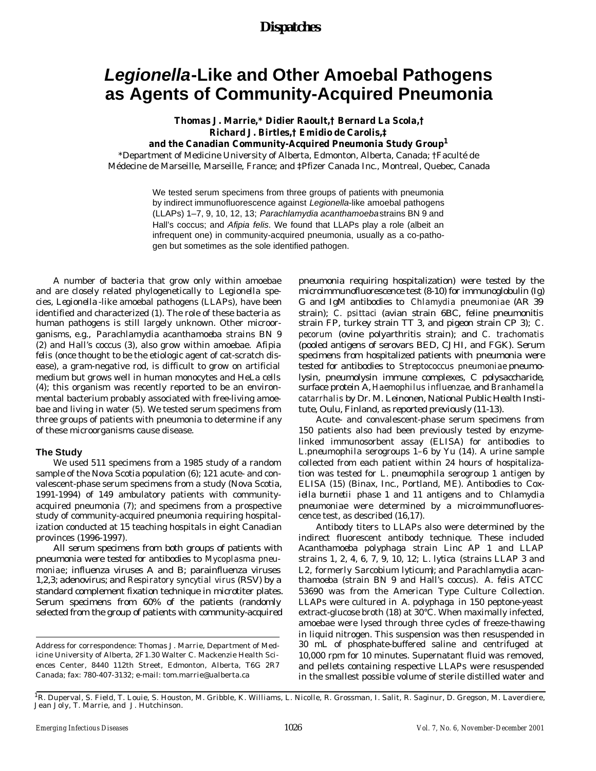# *Legionella*-Like and Other Amoebal Pathogens as Agents of Community-Acquired Pneumonia

**Thomas J. Marrie,\* Didier Raoult,† Bernard La Scola,† Richard J. Birtles,† Emidio de Carolis,‡ and the Canadian Community-Acquired Pneumonia Study Group[1]**

\*Department of Medicine University of Alberta, Edmonton, Alberta, Canada; †Faculté de Médecine de Marseille, Marseille, France; and ‡Pfizer Canada Inc., Montreal, Quebec, Canada

We tested serum specimens from three groups of patients with pneumonia by indirect immunofluorescence against *Legionella*-like amoebal pathogens (LLAPs) 1–7, 9, 10, 12, 13; *Parachlamydia acanthamoeba* strains BN 9 and Hall's coccus; and *Afipia felis*. We found that LLAPs play a role (albeit an infrequent one) in community-acquired pneumonia, usually as a co-pathogen but sometimes as the sole identified pathogen.

A number of bacteria that grow only within amoebae and are closely related phylogenetically to *Legionella* species, *Legionella*-like amoebal pathogens (LLAPs), have been identified and characterized (1). The role of these bacteria as human pathogens is still largely unknown. Other microorganisms, e.g., Parachlamydia acanthamoeba strains BN 9 (2) and Hall's coccus (3), also grow within amoebae. Afipia felis (once thought to be the etiologic agent of cat-scratch disease), a gram-negative rod, is difficult to grow on artificial medium but grows well in human monocytes and HeLa cells (4); this organism was recently reported to be an environmental bacterium probably associated with free-living amoebae and living in water (5). We tested serum specimens from three groups of patients with pneumonia to determine if any of these microorganisms cause disease.

## The Study

We used 511 specimens from a 1985 study of a random sample of the Nova Scotia population (6); 121 acute- and convalescent-phase serum specimens from a study (Nova Scotia, 1991-1994) of 149 ambulatory patients with community-acquired pneumonia (7); and specimens from a prospective study of community-acquired pneumonia requiring hospitalization conducted at 15 teaching hospitals in eight Canadian provinces (1996-1997).

All serum specimens from both groups of patients with pneumonia were tested for antibodies to *Mycoplasma pneumoniae*; influenza viruses A and B; parainfluenza viruses 1,2,3; adenovirus; and *Respiratory syncytial virus* (RSV) by a standard complement fixation technique in microtiter plates. Serum specimens from 60% of the patients (randomly selected from the group of patients with community-acquired pneumonia requiring hospitalization) were tested by the microimmunofluorescence test (8-10) for immunoglobulin (Ig) G and IgM antibodies to *Chlamydia pneumoniae* (AR 39 strain); *C. psittaci* (avian strain 6BC, feline pneumonitis strain FP, turkey strain TT 3, and pigeon strain CP 3); *C. pecorum* (ovine polyarthritis strain); and *C. trachomatis* (pooled antigens of serovars BED, CJHI, and FGK). Serum specimens from hospitalized patients with pneumonia were tested for antibodies to *Streptococcus pneumoniae* pneumolysin, pneumolysin immune complexes, C polysaccharide, surface protein A, *Haemophilus influenzae*, and *Branhamella catarrhalis* by Dr. M. Leinonen, National Public Health Institute, Oulu, Finland, as reported previously (11-13).

Acute- and convalescent-phase serum specimens from 150 patients also had been previously tested by enzyme-linked immunosorbent assay (ELISA) for antibodies to L.pneumophila serogroups 1–6 by Yu (14). A urine sample collected from each patient within 24 hours of hospitalization was tested for L. pneumophila serogroup 1 antigen by ELISA (15) (Binax, Inc., Portland, ME). Antibodies to Coxiella burnetii phase 1 and 11 antigens and to Chlamydia pneumoniae were determined by a microimmunofluorescence test, as described (16,17).

Antibody titers to LLAPs also were determined by the indirect fluorescent antibody technique. These included Acanthamoeba polyphaga strain Linc AP 1 and LLAP strains 1, 2, 4, 6, 7, 9, 10, 12; L. lytica (strains LLAP 3 and L2, formerly Sarcobium lyticum); and Parachlamydia acanthamoeba (strain BN 9 and Hall's coccus). A. felis ATCC 53690 was from the American Type Culture Collection. LLAPs were cultured in A. polyphaga in 150 peptone-yeast extract-glucose broth (18) at 30°C. When maximally infected, amoebae were lysed through three cycles of freeze-thawing in liquid nitrogen. This suspension was then resuspended in 30 mL of phosphate-buffered saline and centrifuged at 10,000 rpm for 10 minutes. Supernatant fluid was removed, and pellets containing respective LLAPs were resuspended in the smallest possible volume of sterile distilled water and

Address for correspondence: Thomas J. Marrie, Department of Medicine University of Alberta, 2F1.30 Walter C. Mackenzie Health Sciences Center, 8440 112th Street, Edmonton, Alberta, T6G 2R7 Canada; fax: 780-407-3132; e-mail: tom.marrie@ualberta.ca

[1] R. Duperval, S. Field, T. Louie, S. Houston, M. Gribble, K. Williams, L. Nicolle, R. Grossman, I. Salit, R. Saginur, D. Gregson, M. Laverdiere, Jean Joly, T. Marrie, and J. Hutchinson.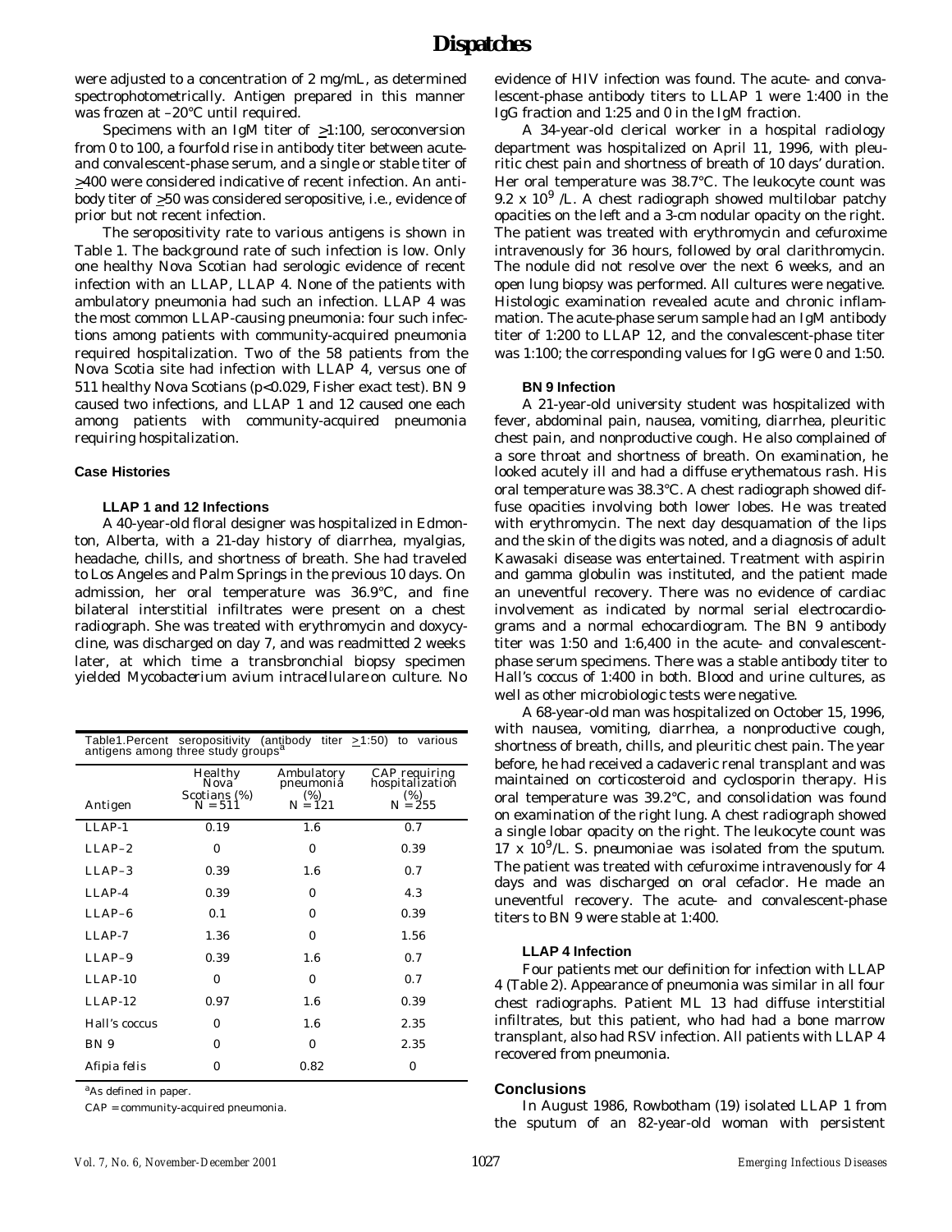were adjusted to a concentration of 2 mg/mL, as determined spectrophotometrically. Antigen prepared in this manner was frozen at –20°C until required.

Specimens with an IgM titer of ≥1:100, seroconversion from 0 to 100, a fourfold rise in antibody titer between acute- and convalescent-phase serum, and a single or stable titer of ≥400 were considered indicative of recent infection. An antibody titer of ≥50 was considered seropositive, i.e., evidence of prior but not recent infection.

The seropositivity rate to various antigens is shown in Table 1. The background rate of such infection is low. Only one healthy Nova Scotian had serologic evidence of recent infection with an LLAP, LLAP 4. None of the patients with ambulatory pneumonia had such an infection. LLAP 4 was the most common LLAP-causing pneumonia: four such infections among patients with community-acquired pneumonia required hospitalization. Two of the 58 patients from the Nova Scotia site had infection with LLAP 4, versus one of 511 healthy Nova Scotians ($p<0.029$, Fisher exact test). BN 9 caused two infections, and LLAP 1 and 12 caused one each among patients with community-acquired pneumonia requiring hospitalization.

Table1. Percent seropositivity (antibody titer ≥1:50) to various antigens among three study groups[a]

| Antigen | Healthy Nova Scotians (%) N = 511 | Ambulatory pneumonia (%) N = 121 | CAP requiring hospitalization (%) N = 255 |
|---|---|---|---|
| LLAP-1 | 0.19 | 1.6 | 0.7 |
| LLAP–2 | 0 | 0 | 0.39 |
| LLAP–3 | 0.39 | 1.6 | 0.7 |
| LLAP-4 | 0.39 | 0 | 4.3 |
| LLAP–6 | 0.1 | 0 | 0.39 |
| LLAP-7 | 1.36 | 0 | 1.56 |
| LLAP–9 | 0.39 | 1.6 | 0.7 |
| LLAP-10 | 0 | 0 | 0.7 |
| LLAP-12 | 0.97 | 1.6 | 0.39 |
| Hall's coccus | 0 | 1.6 | 2.35 |
| BN 9 | 0 | 0 | 2.35 |
| *Afipia felis* | 0 | 0.82 | 0 |

[a]As defined in paper.

CAP = community-acquired pneumonia.

## Case Histories

### LLAP 1 and 12 Infections

A 40-year-old floral designer was hospitalized in Edmonton, Alberta, with a 21-day history of diarrhea, myalgias, headache, chills, and shortness of breath. She had traveled to Los Angeles and Palm Springs in the previous 10 days. On admission, her oral temperature was 36.9°C, and fine bilateral interstitial infiltrates were present on a chest radiograph. She was treated with erythromycin and doxycycline, was discharged on day 7, and was readmitted 2 weeks later, at which time a transbronchial biopsy specimen yielded *Mycobacterium avium intracellulare* on culture. No evidence of HIV infection was found. The acute- and convalescent-phase antibody titers to LLAP 1 were 1:400 in the IgG fraction and 1:25 and 0 in the IgM fraction.

A 34-year-old clerical worker in a hospital radiology department was hospitalized on April 11, 1996, with pleuritic chest pain and shortness of breath of 10 days' duration. Her oral temperature was 38.7°C. The leukocyte count was $9.2 \times 10^9$ /L. A chest radiograph showed multilobar patchy opacities on the left and a 3-cm nodular opacity on the right. The patient was treated with erythromycin and cefuroxime intravenously for 36 hours, followed by oral clarithromycin. The nodule did not resolve over the next 6 weeks, and an open lung biopsy was performed. All cultures were negative. Histologic examination revealed acute and chronic inflammation. The acute-phase serum sample had an IgM antibody titer of 1:200 to LLAP 12, and the convalescent-phase titer was 1:100; the corresponding values for IgG were 0 and 1:50.

### BN 9 Infection

A 21-year-old university student was hospitalized with fever, abdominal pain, nausea, vomiting, diarrhea, pleuritic chest pain, and nonproductive cough. He also complained of a sore throat and shortness of breath. On examination, he looked acutely ill and had a diffuse erythematous rash. His oral temperature was 38.3°C. A chest radiograph showed diffuse opacities involving both lower lobes. He was treated with erythromycin. The next day desquamation of the lips and the skin of the digits was noted, and a diagnosis of adult Kawasaki disease was entertained. Treatment with aspirin and gamma globulin was instituted, and the patient made an uneventful recovery. There was no evidence of cardiac involvement as indicated by normal serial electrocardiograms and a normal echocardiogram. The BN 9 antibody titer was 1:50 and 1:6,400 in the acute- and convalescent-phase serum specimens. There was a stable antibody titer to Hall's coccus of 1:400 in both. Blood and urine cultures, as well as other microbiologic tests were negative.

A 68-year-old man was hospitalized on October 15, 1996, with nausea, vomiting, diarrhea, a nonproductive cough, shortness of breath, chills, and pleuritic chest pain. The year before, he had received a cadaveric renal transplant and was maintained on corticosteroid and cyclosporin therapy. His oral temperature was 39.2°C, and consolidation was found on examination of the right lung. A chest radiograph showed a single lobar opacity on the right. The leukocyte count was $17 \times 10^9$/L. *S. pneumoniae* was isolated from the sputum. The patient was treated with cefuroxime intravenously for 4 days and was discharged on oral cefaclor. He made an uneventful recovery. The acute- and convalescent-phase titers to BN 9 were stable at 1:400.

### LLAP 4 Infection

Four patients met our definition for infection with LLAP 4 (Table 2). Appearance of pneumonia was similar in all four chest radiographs. Patient ML 13 had diffuse interstitial infiltrates, but this patient, who had had a bone marrow transplant, also had RSV infection. All patients with LLAP 4 recovered from pneumonia.

## Conclusions

In August 1986, Rowbotham (19) isolated LLAP 1 from the sputum of an 82-year-old woman with persistent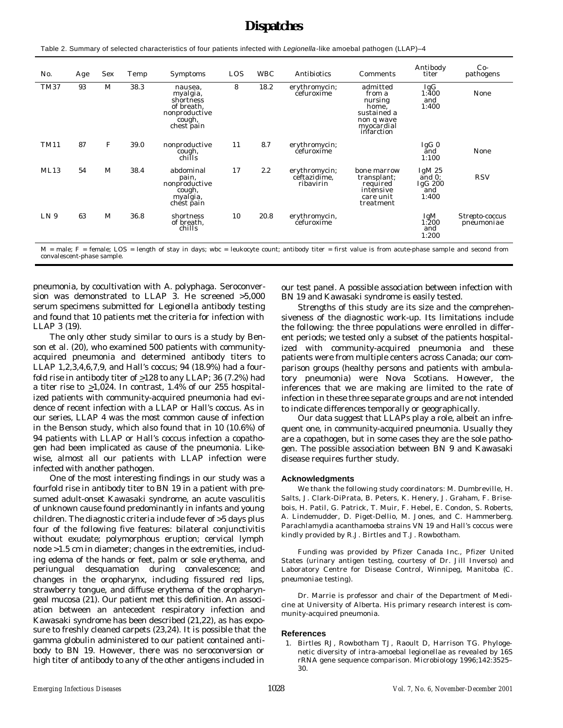Table 2. Summary of selected characteristics of four patients infected with *Legionella*-like amoebal pathogen (LLAP)–4

| No. | Age | Sex | Temp | Symptoms | LOS | WBC | Antibiotics | Comments | Antibody titer | Co-pathogens |
|---|---|---|---|---|---|---|---|---|---|---|
| TM37 | 93 | M | 38.3 | nausea, myalgia, shortness of breath, nonproductive cough, chest pain | 8 | 18.2 | erythromycin; cefuroxime | admitted from a nursing home, sustained a non q wave myocardial infarction | IgG 1:400 and 1:400 | None |
| TM11 | 87 | F | 39.0 | nonproductive cough, chills | 11 | 8.7 | erythromycin; cefuroxime | | IgG 0 and 1:100 | None |
| ML13 | 54 | M | 38.4 | abdominal pain, nonproductive cough, myalgia, chest pain | 17 | 2.2 | erythromycin; ceftazidime, ribavirin | bone marrow transplant; required intensive care unit treatment | IgM 25 and 0; IgG 200 and 1:400 | RSV |
| LN 9 | 63 | M | 36.8 | shortness of breath, chills | 10 | 20.8 | erythromycin, cefuroxime | | IgM 1:200 and 1:200 | *Strepto-coccus pneumoniae* |

M = male; F = female; LOS = length of stay in days; wbc = leukocyte count; antibody titer = first value is from acute-phase sample and second from convalescent-phase sample.

pneumonia, by cocultivation with *A. polyphaga*. Seroconversion was demonstrated to LLAP 3. He screened >5,000 serum specimens submitted for *Legionella* antibody testing and found that 10 patients met the criteria for infection with LLAP 3 (19).

The only other study similar to ours is a study by Benson et al. (20), who examined 500 patients with community-acquired pneumonia and determined antibody titers to LLAP 1,2,3,4,6,7,9, and Hall's coccus; 94 (18.9%) had a fourfold rise in antibody titer of ≥128 to any LLAP; 36 (7.2%) had a titer rise to ≥1,024. In contrast, 1.4% of our 255 hospitalized patients with community-acquired pneumonia had evidence of recent infection with a LLAP or Hall's coccus. As in our series, LLAP 4 was the most common cause of infection in the Benson study, which also found that in 10 (10.6%) of 94 patients with LLAP or Hall's coccus infection a copathogen had been implicated as cause of the pneumonia. Likewise, almost all our patients with LLAP infection were infected with another pathogen.

One of the most interesting findings in our study was a fourfold rise in antibody titer to BN 19 in a patient with presumed adult-onset Kawasaki syndrome, an acute vasculitis of unknown cause found predominantly in infants and young children. The diagnostic criteria include fever of >5 days plus four of the following five features: bilateral conjunctivitis without exudate; polymorphous eruption; cervical lymph node >1.5 cm in diameter; changes in the extremities, including edema of the hands or feet, palm or sole erythema, and periungual desquamation during convalescence; and changes in the oropharynx, including fissured red lips, strawberry tongue, and diffuse erythema of the oropharyngeal mucosa (21). Our patient met this definition. An association between an antecedent respiratory infection and Kawasaki syndrome has been described (21,22), as has exposure to freshly cleaned carpets (23,24). It is possible that the gamma globulin administered to our patient contained antibody to BN 19. However, there was no seroconversion or high titer of antibody to any of the other antigens included in our test panel. A possible association between infection with BN 19 and Kawasaki syndrome is easily tested.

Strengths of this study are its size and the comprehensiveness of the diagnostic work-up. Its limitations include the following: the three populations were enrolled in different periods; we tested only a subset of the patients hospitalized with community-acquired pneumonia and these patients were from multiple centers across Canada; our comparison groups (healthy persons and patients with ambulatory pneumonia) were Nova Scotians. However, the inferences that we are making are limited to the rate of infection in these three separate groups and are not intended to indicate differences temporally or geographically.

Our data suggest that LLAPs play a role, albeit an infrequent one, in community-acquired pneumonia. Usually they are a copathogen, but in some cases they are the sole pathogen. The possible association between BN 9 and Kawasaki disease requires further study.

## Acknowledgments

We thank the following study coordinators: M. Dumbreville, H. Salts, J. Clark-DiPrata, B. Peters, K. Henery, J. Graham, F. Brisebois, H. Patil, G. Patrick, T. Muir, F. Hebel, E. Condon, S. Roberts, A. Lindemudder, D. Piget-Dellio, M. Jones, and C. Hammerberg. *Parachlamydia acanthamoeba* strains VN 19 and Hall's coccus were kindly provided by R.J. Birtles and T.J. Rowbotham.

Funding was provided by Pfizer Canada Inc., Pfizer United States (urinary antigen testing, courtesy of Dr. Jill Inverso) and Laboratory Centre for Disease Control, Winnipeg, Manitoba (*C. pneumoniae* testing).

Dr. Marrie is professor and chair of the Department of Medicine at University of Alberta. His primary research interest is community-acquired pneumonia.

## References

1. Birtles RJ, Rowbotham TJ, Raoult D, Harrison TG. Phylogenetic diversity of intra-amoebal legionellae as revealed by 16S rRNA gene sequence comparison. Microbiology 1996;142:3525–30.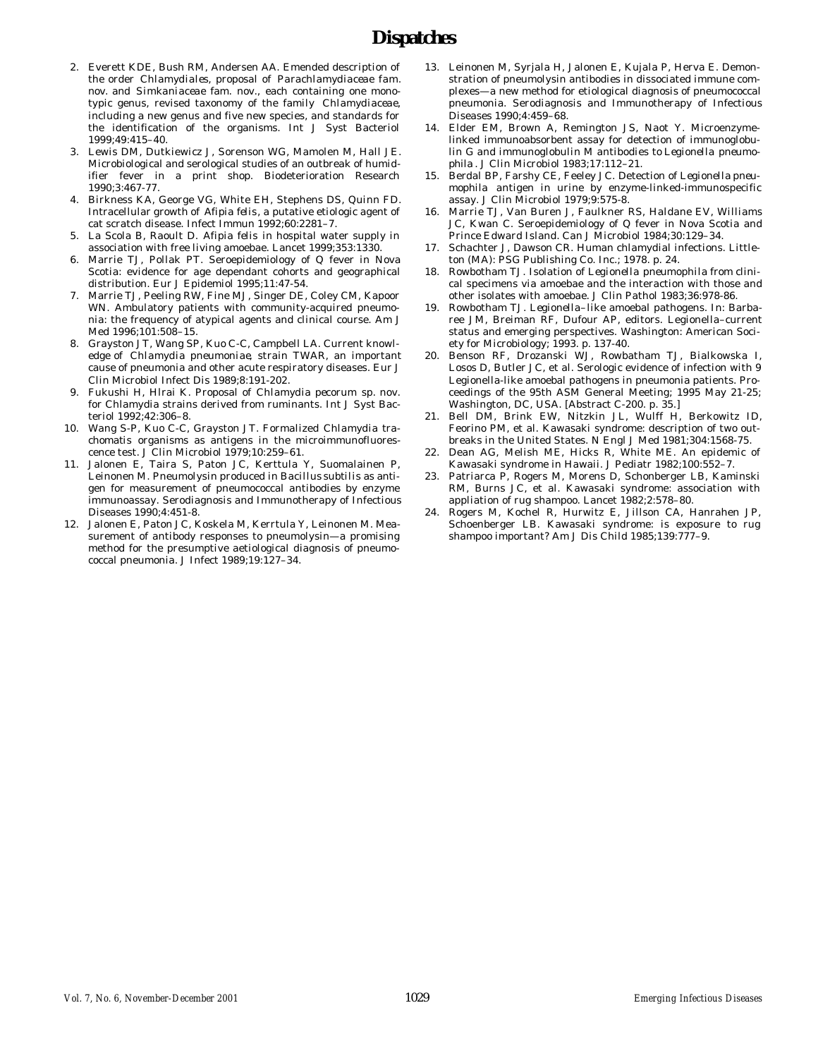2. Everett KDE, Bush RM, Andersen AA. Emended description of the order *Chlamydiales*, proposal of *Parachlamydiaceae* fam. nov. and *Simkaniaceae* fam. nov., each containing one monotypic genus, revised taxonomy of the family *Chlamydiaceae*, including a new genus and five new species, and standards for the identification of the organisms. Int J Syst Bacteriol 1999;49:415–40.
3. Lewis DM, Dutkiewicz J, Sorenson WG, Mamolen M, Hall JE. Microbiological and serological studies of an outbreak of humidifier fever in a print shop. Biodeterioration Research 1990;3:467-77.
4. Birkness KA, George VG, White EH, Stephens DS, Quinn FD. Intracellular growth of *Afipia felis*, a putative etiologic agent of cat scratch disease. Infect Immun 1992;60:2281–7.
5. La Scola B, Raoult D. *Afipia felis* in hospital water supply in association with free living amoebae. Lancet 1999;353:1330.
6. Marrie TJ, Pollak PT. Seroepidemiology of Q fever in Nova Scotia: evidence for age dependant cohorts and geographical distribution. Eur J Epidemiol 1995;11:47-54.
7. Marrie TJ, Peeling RW, Fine MJ, Singer DE, Coley CM, Kapoor WN. Ambulatory patients with community-acquired pneumonia: the frequency of atypical agents and clinical course. Am J Med 1996;101:508–15.
8. Grayston JT, Wang SP, Kuo C-C, Campbell LA. Current knowledge of *Chlamydia pneumoniae*, strain TWAR, an important cause of pneumonia and other acute respiratory diseases. Eur J Clin Microbiol Infect Dis 1989;8:191-202.
9. Fukushi H, Hlrai K. Proposal of *Chlamydia pecorum* sp. nov. for Chlamydia strains derived from ruminants. Int J Syst Bacteriol 1992;42:306–8.
10. Wang S-P, Kuo C-C, Grayston JT. Formalized *Chlamydia trachomatis* organisms as antigens in the microimmunofluorescence test. J Clin Microbiol 1979;10:259–61.
11. Jalonen E, Taira S, Paton JC, Kerttula Y, Suomalainen P, Leinonen M. Pneumolysin produced in *Bacillus subtilis* as antigen for measurement of pneumococcal antibodies by enzyme immunoassay. Serodiagnosis and Immunotherapy of Infectious Diseases 1990;4:451-8.
12. Jalonen E, Paton JC, Koskela M, Kerrtula Y, Leinonen M. Measurement of antibody responses to pneumolysin—a promising method for the presumptive aetiological diagnosis of pneumococcal pneumonia. J Infect 1989;19:127–34.
13. Leinonen M, Syrjala H, Jalonen E, Kujala P, Herva E. Demonstration of pneumolysin antibodies in dissociated immune complexes—a new method for etiological diagnosis of pneumococcal pneumonia. Serodiagnosis and Immunotherapy of Infectious Diseases 1990;4:459–68.
14. Elder EM, Brown A, Remington JS, Naot Y. Microenzyme-linked immunoabsorbent assay for detection of immunoglobulin G and immunoglobulin M antibodies to *Legionella pneumophila*. J Clin Microbiol 1983;17:112–21.
15. Berdal BP, Farshy CE, Feeley JC. Detection of *Legionella pneumophila* antigen in urine by enzyme-linked-immunospecific assay. J Clin Microbiol 1979;9:575-8.
16. Marrie TJ, Van Buren J, Faulkner RS, Haldane EV, Williams JC, Kwan C. Seroepidemiology of Q fever in Nova Scotia and Prince Edward Island. Can J Microbiol 1984;30:129–34.
17. Schachter J, Dawson CR. Human chlamydial infections. Littleton (MA): PSG Publishing Co. Inc.; 1978. p. 24.
18. Rowbotham TJ. Isolation of *Legionella pneumophila* from clinical specimens via amoebae and the interaction with those and other isolates with amoebae. J Clin Pathol 1983;36:978-86.
19. Rowbotham TJ. *Legionella*–like amoebal pathogens. In: Barbaree JM, Breiman RF, Dufour AP, editors. *Legionella*–current status and emerging perspectives. Washington: American Society for Microbiology; 1993. p. 137-40.
20. Benson RF, Drozanski WJ, Rowbatham TJ, Bialkowska I, Losos D, Butler JC, et al. Serologic evidence of infection with 9 Legionella-like amoebal pathogens in pneumonia patients. Proceedings of the 95th ASM General Meeting; 1995 May 21-25; Washington, DC, USA. [Abstract C-200. p. 35.]
21. Bell DM, Brink EW, Nitzkin JL, Wulff H, Berkowitz ID, Feorino PM, et al. Kawasaki syndrome: description of two outbreaks in the United States. N Engl J Med 1981;304:1568-75.
22. Dean AG, Melish ME, Hicks R, White ME. An epidemic of Kawasaki syndrome in Hawaii. J Pediatr 1982;100:552–7.
23. Patriarca P, Rogers M, Morens D, Schonberger LB, Kaminski RM, Burns JC, et al. Kawasaki syndrome: association with appliation of rug shampoo. Lancet 1982;2:578–80.
24. Rogers M, Kochel R, Hurwitz E, Jillson CA, Hanrahen JP, Schoenberger LB. Kawasaki syndrome: is exposure to rug shampoo important? Am J Dis Child 1985;139:777–9.